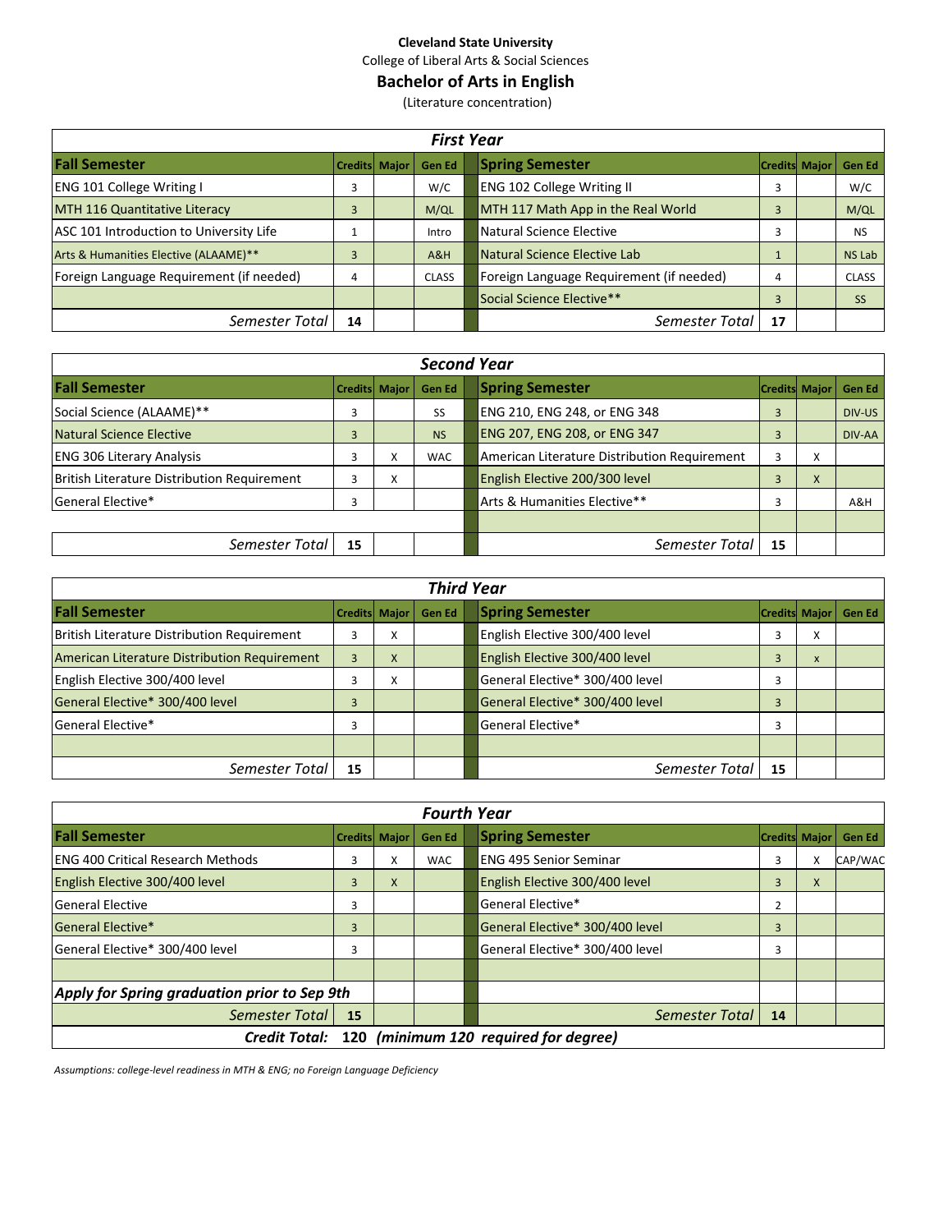**Cleveland State University**

College of Liberal Arts & Social Sciences

# Bachelor of Arts in English

(Literature concentration)

| ***First Year*** | | | | | | | |
|---|---|---|---|---|---|---|---|
| **Fall Semester** | **Credits** | **Major** | **Gen Ed** | **Spring Semester** | **Credits** | **Major** | **Gen Ed** |
| ENG 101 College Writing I | 3 | | W/C | ENG 102 College Writing II | 3 | | W/C |
| MTH 116 Quantitative Literacy | 3 | | M/QL | MTH 117 Math App in the Real World | 3 | | M/QL |
| ASC 101 Introduction to University Life | 1 | | Intro | Natural Science Elective | 3 | | NS |
| Arts & Humanities Elective (ALAAME)** | 3 | | A&H | Natural Science Elective Lab | 1 | | NS Lab |
| Foreign Language Requirement (if needed) | 4 | | CLASS | Foreign Language Requirement (if needed) | 4 | | CLASS |
| | | | | Social Science Elective** | 3 | | SS |
| *Semester Total* | **14** | | | *Semester Total* | **17** | | |

| ***Second Year*** | | | | | | | |
|---|---|---|---|---|---|---|---|
| **Fall Semester** | **Credits** | **Major** | **Gen Ed** | **Spring Semester** | **Credits** | **Major** | **Gen Ed** |
| Social Science (ALAAME)** | 3 | | SS | ENG 210, ENG 248, or ENG 348 | 3 | | DIV-US |
| Natural Science Elective | 3 | | NS | ENG 207, ENG 208, or ENG 347 | 3 | | DIV-AA |
| ENG 306 Literary Analysis | 3 | X | WAC | American Literature Distribution Requirement | 3 | X | |
| British Literature Distribution Requirement | 3 | X | | English Elective 200/300 level | 3 | X | |
| General Elective* | 3 | | | Arts & Humanities Elective** | 3 | | A&H |
| | | | | | | | |
| *Semester Total* | **15** | | | *Semester Total* | **15** | | |

| ***Third Year*** | | | | | | | |
|---|---|---|---|---|---|---|---|
| **Fall Semester** | **Credits** | **Major** | **Gen Ed** | **Spring Semester** | **Credits** | **Major** | **Gen Ed** |
| British Literature Distribution Requirement | 3 | X | | English Elective 300/400 level | 3 | X | |
| American Literature Distribution Requirement | 3 | X | | English Elective 300/400 level | 3 | X | |
| English Elective 300/400 level | 3 | X | | General Elective* 300/400 level | 3 | | |
| General Elective* 300/400 level | 3 | | | General Elective* 300/400 level | 3 | | |
| General Elective* | 3 | | | General Elective* | 3 | | |
| | | | | | | | |
| *Semester Total* | **15** | | | *Semester Total* | **15** | | |

| ***Fourth Year*** | | | | | | | |
|---|---|---|---|---|---|---|---|
| **Fall Semester** | **Credits** | **Major** | **Gen Ed** | **Spring Semester** | **Credits** | **Major** | **Gen Ed** |
| ENG 400 Critical Research Methods | 3 | X | WAC | ENG 495 Senior Seminar | 3 | X | CAP/WAC |
| English Elective 300/400 level | 3 | X | | English Elective 300/400 level | 3 | X | |
| General Elective | 3 | | | General Elective* | 2 | | |
| General Elective* | 3 | | | General Elective* 300/400 level | 3 | | |
| General Elective* 300/400 level | 3 | | | General Elective* 300/400 level | 3 | | |
| | | | | | | | |
| ***Apply for Spring graduation prior to Sep 9th*** | | | | | | | |
| *Semester Total* | **15** | | | *Semester Total* | **14** | | |
| ***Credit Total:*** **120** ***(minimum 120 required for degree)*** | | | | | | | |

*Assumptions: college-level readiness in MTH & ENG; no Foreign Language Deficiency*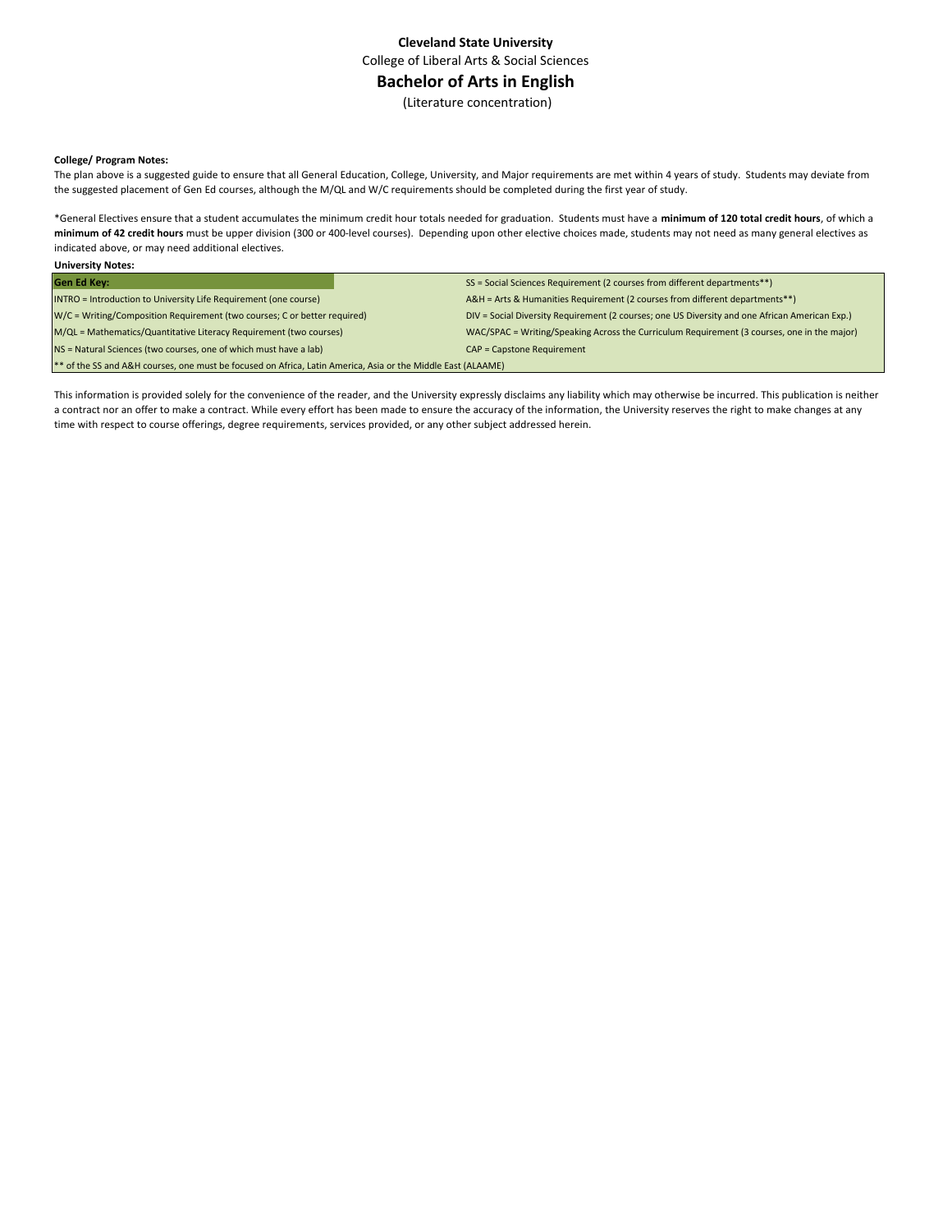**Cleveland State University**

College of Liberal Arts & Social Sciences

## Bachelor of Arts in English

(Literature concentration)

**College/ Program Notes:**

The plan above is a suggested guide to ensure that all General Education, College, University, and Major requirements are met within 4 years of study. Students may deviate from the suggested placement of Gen Ed courses, although the M/QL and W/C requirements should be completed during the first year of study.

*General Electives ensure that a student accumulates the minimum credit hour totals needed for graduation. Students must have a **minimum of 120 total credit hours**, of which a **minimum of 42 credit hours** must be upper division (300 or 400-level courses). Depending upon other elective choices made, students may not need as many general electives as indicated above, or may need additional electives.

**University Notes:**

| **Gen Ed Key:** | SS = Social Sciences Requirement (2 courses from different departments**) |
|---|---|
| INTRO = Introduction to University Life Requirement (one course) | A&H = Arts & Humanities Requirement (2 courses from different departments**) |
| W/C = Writing/Composition Requirement (two courses; C or better required) | DIV = Social Diversity Requirement (2 courses; one US Diversity and one African American Exp.) |
| M/QL = Mathematics/Quantitative Literacy Requirement (two courses) | WAC/SPAC = Writing/Speaking Across the Curriculum Requirement (3 courses, one in the major) |
| NS = Natural Sciences (two courses, one of which must have a lab) | CAP = Capstone Requirement |
| ** of the SS and A&H courses, one must be focused on Africa, Latin America, Asia or the Middle East (ALAAME) | |

This information is provided solely for the convenience of the reader, and the University expressly disclaims any liability which may otherwise be incurred. This publication is neither a contract nor an offer to make a contract. While every effort has been made to ensure the accuracy of the information, the University reserves the right to make changes at any time with respect to course offerings, degree requirements, services provided, or any other subject addressed herein.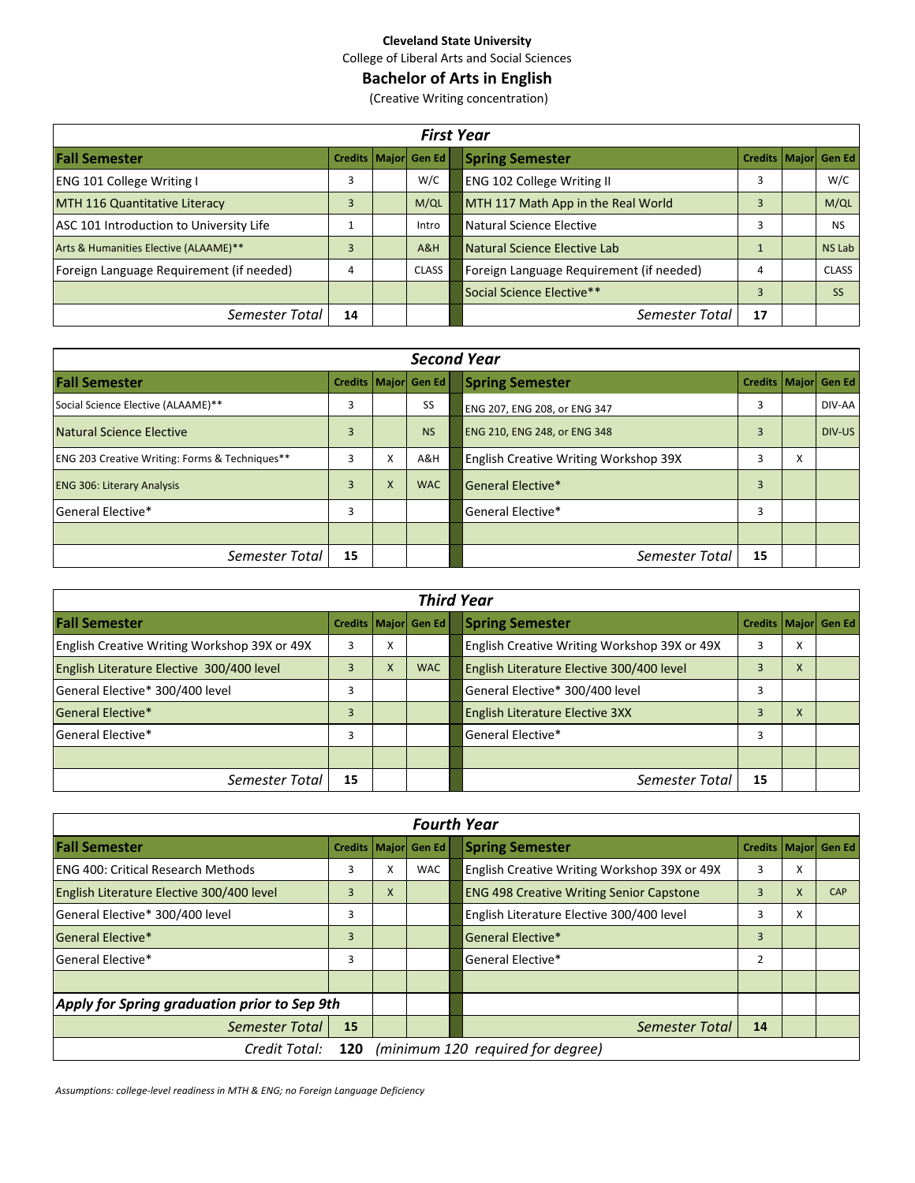**Cleveland State University**

College of Liberal Arts and Social Sciences

## Bachelor of Arts in English

(Creative Writing concentration)

### First Year

| Fall Semester | Credits | Major | Gen Ed | Spring Semester | Credits | Major | Gen Ed |
|---|---|---|---|---|---|---|---|
| ENG 101 College Writing I | 3 | | W/C | ENG 102 College Writing II | 3 | | W/C |
| MTH 116 Quantitative Literacy | 3 | | M/QL | MTH 117 Math App in the Real World | 3 | | M/QL |
| ASC 101 Introduction to University Life | 1 | | Intro | Natural Science Elective | 3 | | NS |
| Arts & Humanities Elective (ALAAME)** | 3 | | A&H | Natural Science Elective Lab | 1 | | NS Lab |
| Foreign Language Requirement (if needed) | 4 | | CLASS | Foreign Language Requirement (if needed) | 4 | | CLASS |
| | | | | Social Science Elective** | 3 | | SS |
| *Semester Total* | **14** | | | *Semester Total* | **17** | | |

### Second Year

| Fall Semester | Credits | Major | Gen Ed | Spring Semester | Credits | Major | Gen Ed |
|---|---|---|---|---|---|---|---|
| Social Science Elective (ALAAME)** | 3 | | SS | ENG 207, ENG 208, or ENG 347 | 3 | | DIV-AA |
| Natural Science Elective | 3 | | NS | ENG 210, ENG 248, or ENG 348 | 3 | | DIV-US |
| ENG 203 Creative Writing: Forms & Techniques** | 3 | X | A&H | English Creative Writing Workshop 39X | 3 | X | |
| ENG 306: Literary Analysis | 3 | X | WAC | General Elective* | 3 | | |
| General Elective* | 3 | | | General Elective* | 3 | | |
| | | | | | | | |
| *Semester Total* | **15** | | | *Semester Total* | **15** | | |

### Third Year

| Fall Semester | Credits | Major | Gen Ed | Spring Semester | Credits | Major | Gen Ed |
|---|---|---|---|---|---|---|---|
| English Creative Writing Workshop 39X or 49X | 3 | X | | English Creative Writing Workshop 39X or 49X | 3 | X | |
| English Literature Elective 300/400 level | 3 | X | WAC | English Literature Elective 300/400 level | 3 | X | |
| General Elective* 300/400 level | 3 | | | General Elective* 300/400 level | 3 | | |
| General Elective* | 3 | | | English Literature Elective 3XX | 3 | X | |
| General Elective* | 3 | | | General Elective* | 3 | | |
| | | | | | | | |
| *Semester Total* | **15** | | | *Semester Total* | **15** | | |

### Fourth Year

| Fall Semester | Credits | Major | Gen Ed | Spring Semester | Credits | Major | Gen Ed |
|---|---|---|---|---|---|---|---|
| ENG 400: Critical Research Methods | 3 | X | WAC | English Creative Writing Workshop 39X or 49X | 3 | X | |
| English Literature Elective 300/400 level | 3 | X | | ENG 498 Creative Writing Senior Capstone | 3 | X | CAP |
| General Elective* 300/400 level | 3 | | | English Literature Elective 300/400 level | 3 | X | |
| General Elective* | 3 | | | General Elective* | 3 | | |
| General Elective* | 3 | | | General Elective* | 2 | | |
| | | | | | | | |
| ***Apply for Spring graduation prior to Sep 9th*** | | | | | | | |
| *Semester Total* | **15** | | | *Semester Total* | **14** | | |
| *Credit Total:* **120** *(minimum 120 required for degree)* | | | | | | | |

*Assumptions: college-level readiness in MTH & ENG; no Foreign Language Deficiency*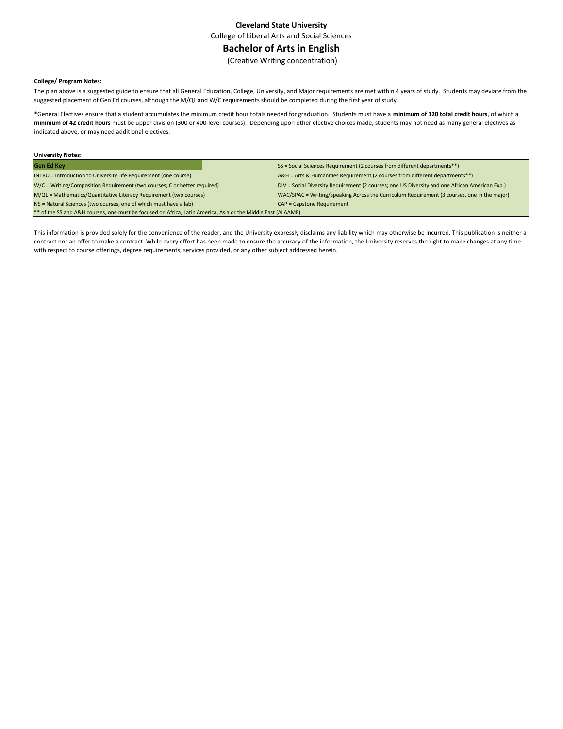**Cleveland State University**

College of Liberal Arts and Social Sciences

## Bachelor of Arts in English

(Creative Writing concentration)

**College/ Program Notes:**

The plan above is a suggested guide to ensure that all General Education, College, University, and Major requirements are met within 4 years of study. Students may deviate from the suggested placement of Gen Ed courses, although the M/QL and W/C requirements should be completed during the first year of study.

*General Electives ensure that a student accumulates the minimum credit hour totals needed for graduation. Students must have a **minimum of 120 total credit hours**, of which a **minimum of 42 credit hours** must be upper division (300 or 400-level courses). Depending upon other elective choices made, students may not need as many general electives as indicated above, or may need additional electives.

**University Notes:**

| **Gen Ed Key:** | SS = Social Sciences Requirement (2 courses from different departments**) |
|---|---|
| INTRO = Introduction to University Life Requirement (one course) | A&H = Arts & Humanities Requirement (2 courses from different departments**) |
| W/C = Writing/Composition Requirement (two courses; C or better required) | DIV = Social Diversity Requirement (2 courses; one US Diversity and one African American Exp.) |
| M/QL = Mathematics/Quantitative Literacy Requirement (two courses) | WAC/SPAC = Writing/Speaking Across the Curriculum Requirement (3 courses, one in the major) |
| NS = Natural Sciences (two courses, one of which must have a lab) | CAP = Capstone Requirement |
| ** of the SS and A&H courses, one must be focused on Africa, Latin America, Asia or the Middle East (ALAAME) | |

This information is provided solely for the convenience of the reader, and the University expressly disclaims any liability which may otherwise be incurred. This publication is neither a contract nor an offer to make a contract. While every effort has been made to ensure the accuracy of the information, the University reserves the right to make changes at any time with respect to course offerings, degree requirements, services provided, or any other subject addressed herein.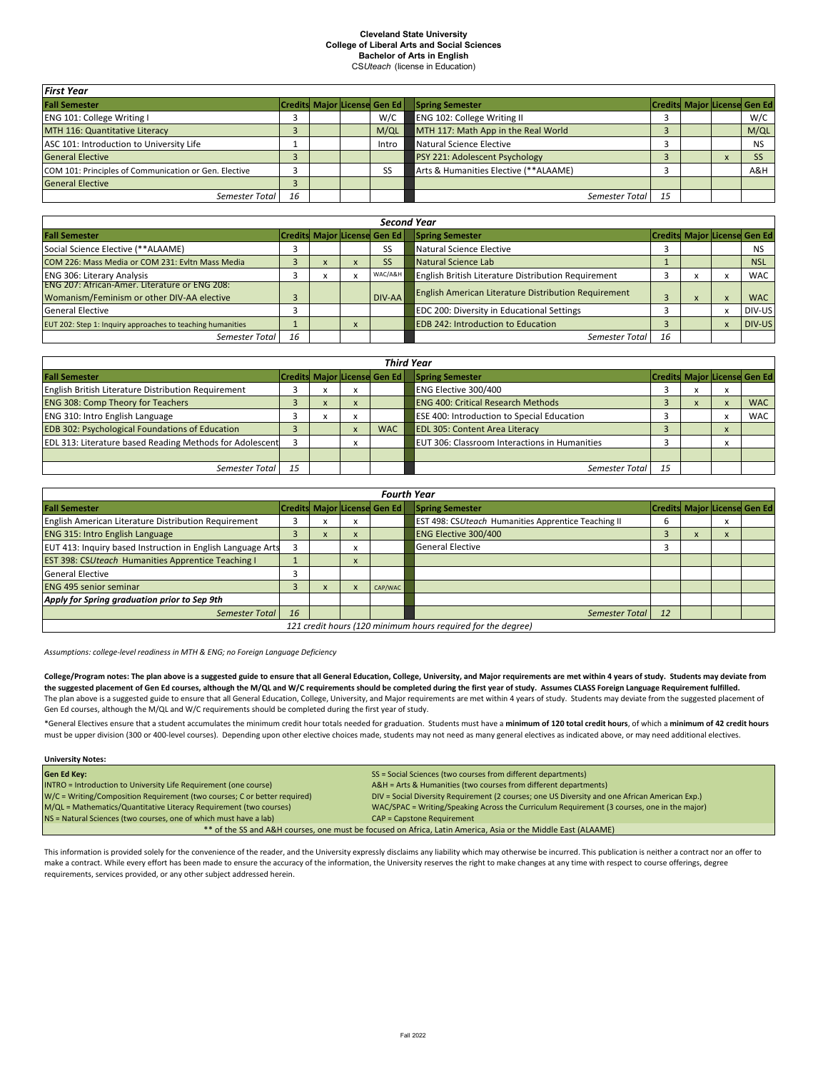**Cleveland State University**
**College of Liberal Arts and Social Sciences**
**Bachelor of Arts in English**
CS*Uteach* (license in Education)

## *First Year*

| Fall Semester | Credits | Major | License | Gen Ed | Spring Semester | Credits | Major | License | Gen Ed |
|---|---|---|---|---|---|---|---|---|---|
| ENG 101: College Writing I | 3 | | | W/C | ENG 102: College Writing II | 3 | | | W/C |
| MTH 116: Quantitative Literacy | 3 | | | M/QL | MTH 117: Math App in the Real World | 3 | | | M/QL |
| ASC 101: Introduction to University Life | 1 | | | Intro | Natural Science Elective | 3 | | | NS |
| General Elective | 3 | | | | PSY 221: Adolescent Psychology | 3 | | x | SS |
| COM 101: Principles of Communication or Gen. Elective | 3 | | | SS | Arts & Humanities Elective (**ALAAME) | 3 | | | A&H |
| General Elective | 3 | | | | | | | | |
| *Semester Total* | *16* | | | | *Semester Total* | *15* | | | |

## *Second Year*

| Fall Semester | Credits | Major | License | Gen Ed | Spring Semester | Credits | Major | License | Gen Ed |
|---|---|---|---|---|---|---|---|---|---|
| Social Science Elective (**ALAAME) | 3 | | | SS | Natural Science Elective | 3 | | | NS |
| COM 226: Mass Media or COM 231: Evltn Mass Media | 3 | x | x | SS | Natural Science Lab | 1 | | | NSL |
| ENG 306: Literary Analysis | 3 | x | x | WAC/A&H | English British Literature Distribution Requirement | 3 | x | x | WAC |
| ENG 207: African-Amer. Literature or ENG 208: Womanism/Feminism or other DIV-AA elective | 3 | | | DIV-AA | English American Literature Distribution Requirement | 3 | x | x | WAC |
| General Elective | 3 | | | | EDC 200: Diversity in Educational Settings | 3 | | x | DIV-US |
| EUT 202: Step 1: Inquiry approaches to teaching humanities | 1 | | x | | EDB 242: Introduction to Education | 3 | | x | DIV-US |
| *Semester Total* | *16* | | | | *Semester Total* | *16* | | | |

## *Third Year*

| Fall Semester | Credits | Major | License | Gen Ed | Spring Semester | Credits | Major | License | Gen Ed |
|---|---|---|---|---|---|---|---|---|---|
| English British Literature Distribution Requirement | 3 | x | x | | ENG Elective 300/400 | 3 | x | x | |
| ENG 308: Comp Theory for Teachers | 3 | x | x | | ENG 400: Critical Research Methods | 3 | x | x | WAC |
| ENG 310: Intro English Language | 3 | x | x | | ESE 400: Introduction to Special Education | 3 | | x | WAC |
| EDB 302: Psychological Foundations of Education | 3 | | x | WAC | EDL 305: Content Area Literacy | 3 | | x | |
| EDL 313: Literature based Reading Methods for Adolescent | 3 | | x | | EUT 306: Classroom Interactions in Humanities | 3 | | x | |
| | | | | | | | | | |
| *Semester Total* | *15* | | | | *Semester Total* | *15* | | | |

## *Fourth Year*

| Fall Semester | Credits | Major | License | Gen Ed | Spring Semester | Credits | Major | License | Gen Ed |
|---|---|---|---|---|---|---|---|---|---|
| English American Literature Distribution Requirement | 3 | x | x | | EST 498: CS*Uteach* Humanities Apprentice Teaching II | 6 | | x | |
| ENG 315: Intro English Language | 3 | x | x | | ENG Elective 300/400 | 3 | x | x | |
| EUT 413: Inquiry based Instruction in English Language Arts | 3 | | x | | General Elective | 3 | | | |
| EST 398: CS*Uteach* Humanities Apprentice Teaching I | 1 | | x | | | | | | |
| General Elective | 3 | | | | | | | | |
| ENG 495 senior seminar | 3 | x | x | CAP/WAC | | | | | |
| ***Apply for Spring graduation prior to Sep 9th*** | | | | | | | | | |
| *Semester Total* | *16* | | | | *Semester Total* | *12* | | | |

*121 credit hours (120 minimum hours required for the degree)*

*Assumptions: college-level readiness in MTH & ENG; no Foreign Language Deficiency*

**College/Program notes: The plan above is a suggested guide to ensure that all General Education, College, University, and Major requirements are met within 4 years of study. Students may deviate from the suggested placement of Gen Ed courses, although the M/QL and W/C requirements should be completed during the first year of study. Assumes CLASS Foreign Language Requirement fulfilled.**
The plan above is a suggested guide to ensure that all General Education, College, University, and Major requirements are met within 4 years of study. Students may deviate from the suggested placement of Gen Ed courses, although the M/QL and W/C requirements should be completed during the first year of study.

*General Electives ensure that a student accumulates the minimum credit hour totals needed for graduation. Students must have a **minimum of 120 total credit hours**, of which a **minimum of 42 credit hours** must be upper division (300 or 400-level courses). Depending upon other elective choices made, students may not need as many general electives as indicated above, or may need additional electives.

**University Notes:**

**Gen Ed Key:**
- INTRO = Introduction to University Life Requirement (one course)
- W/C = Writing/Composition Requirement (two courses; C or better required)
- M/QL = Mathematics/Quantitative Literacy Requirement (two courses)
- NS = Natural Sciences (two courses, one of which must have a lab)
- SS = Social Sciences (two courses from different departments)
- A&H = Arts & Humanities (two courses from different departments)
- DIV = Social Diversity Requirement (2 courses; one US Diversity and one African American Exp.)
- WAC/SPAC = Writing/Speaking Across the Curriculum Requirement (3 courses, one in the major)
- CAP = Capstone Requirement

** of the SS and A&H courses, one must be focused on Africa, Latin America, Asia or the Middle East (ALAAME)

This information is provided solely for the convenience of the reader, and the University expressly disclaims any liability which may otherwise be incurred. This publication is neither a contract nor an offer to make a contract. While every effort has been made to ensure the accuracy of the information, the University reserves the right to make changes at any time with respect to course offerings, degree requirements, services provided, or any other subject addressed herein.

Fall 2022